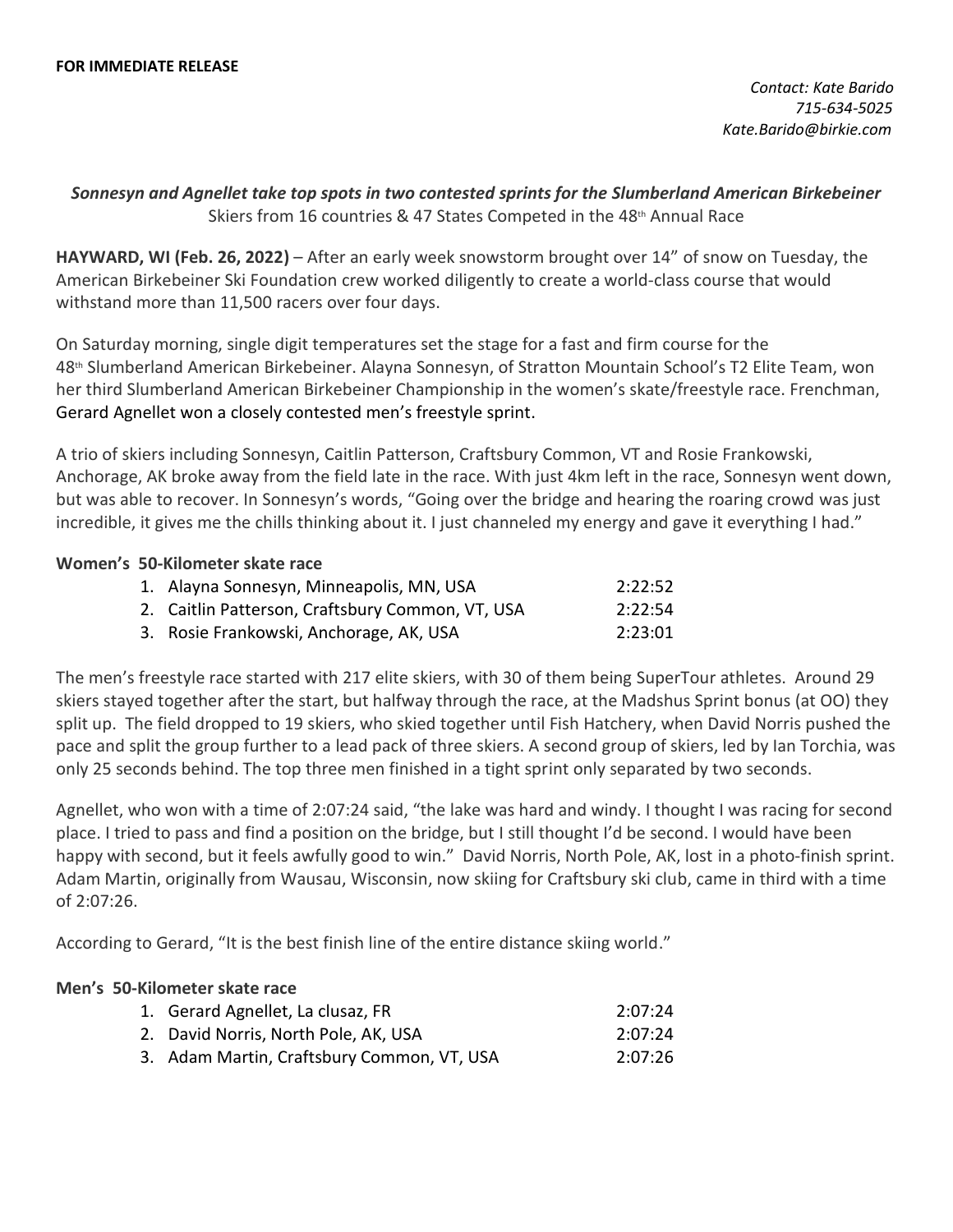**FOR IMMEDIATE RELEASE**

*Contact: Kate Barido*
*715-634-5025*
*Kate.Barido@birkie.com*

***Sonnesyn and Agnellet take top spots in two contested sprints for the Slumberland American Birkebeiner***

Skiers from 16 countries & 47 States Competed in the 48th Annual Race

**HAYWARD, WI (Feb. 26, 2022)** – After an early week snowstorm brought over 14" of snow on Tuesday, the American Birkebeiner Ski Foundation crew worked diligently to create a world-class course that would withstand more than 11,500 racers over four days.

On Saturday morning, single digit temperatures set the stage for a fast and firm course for the 48th Slumberland American Birkebeiner. Alayna Sonnesyn, of Stratton Mountain School's T2 Elite Team, won her third Slumberland American Birkebeiner Championship in the women's skate/freestyle race. Frenchman, Gerard Agnellet won a closely contested men's freestyle sprint.

A trio of skiers including Sonnesyn, Caitlin Patterson, Craftsbury Common, VT and Rosie Frankowski, Anchorage, AK broke away from the field late in the race. With just 4km left in the race, Sonnesyn went down, but was able to recover. In Sonnesyn's words, "Going over the bridge and hearing the roaring crowd was just incredible, it gives me the chills thinking about it. I just channeled my energy and gave it everything I had."

**Women's 50-Kilometer skate race**

1. Alayna Sonnesyn, Minneapolis, MN, USA 2:22:52
2. Caitlin Patterson, Craftsbury Common, VT, USA 2:22:54
3. Rosie Frankowski, Anchorage, AK, USA 2:23:01

The men's freestyle race started with 217 elite skiers, with 30 of them being SuperTour athletes. Around 29 skiers stayed together after the start, but halfway through the race, at the Madshus Sprint bonus (at OO) they split up. The field dropped to 19 skiers, who skied together until Fish Hatchery, when David Norris pushed the pace and split the group further to a lead pack of three skiers. A second group of skiers, led by Ian Torchia, was only 25 seconds behind. The top three men finished in a tight sprint only separated by two seconds.

Agnellet, who won with a time of 2:07:24 said, "the lake was hard and windy. I thought I was racing for second place. I tried to pass and find a position on the bridge, but I still thought I'd be second. I would have been happy with second, but it feels awfully good to win." David Norris, North Pole, AK, lost in a photo-finish sprint. Adam Martin, originally from Wausau, Wisconsin, now skiing for Craftsbury ski club, came in third with a time of 2:07:26.

According to Gerard, "It is the best finish line of the entire distance skiing world."

**Men's 50-Kilometer skate race**

1. Gerard Agnellet, La clusaz, FR 2:07:24
2. David Norris, North Pole, AK, USA 2:07:24
3. Adam Martin, Craftsbury Common, VT, USA 2:07:26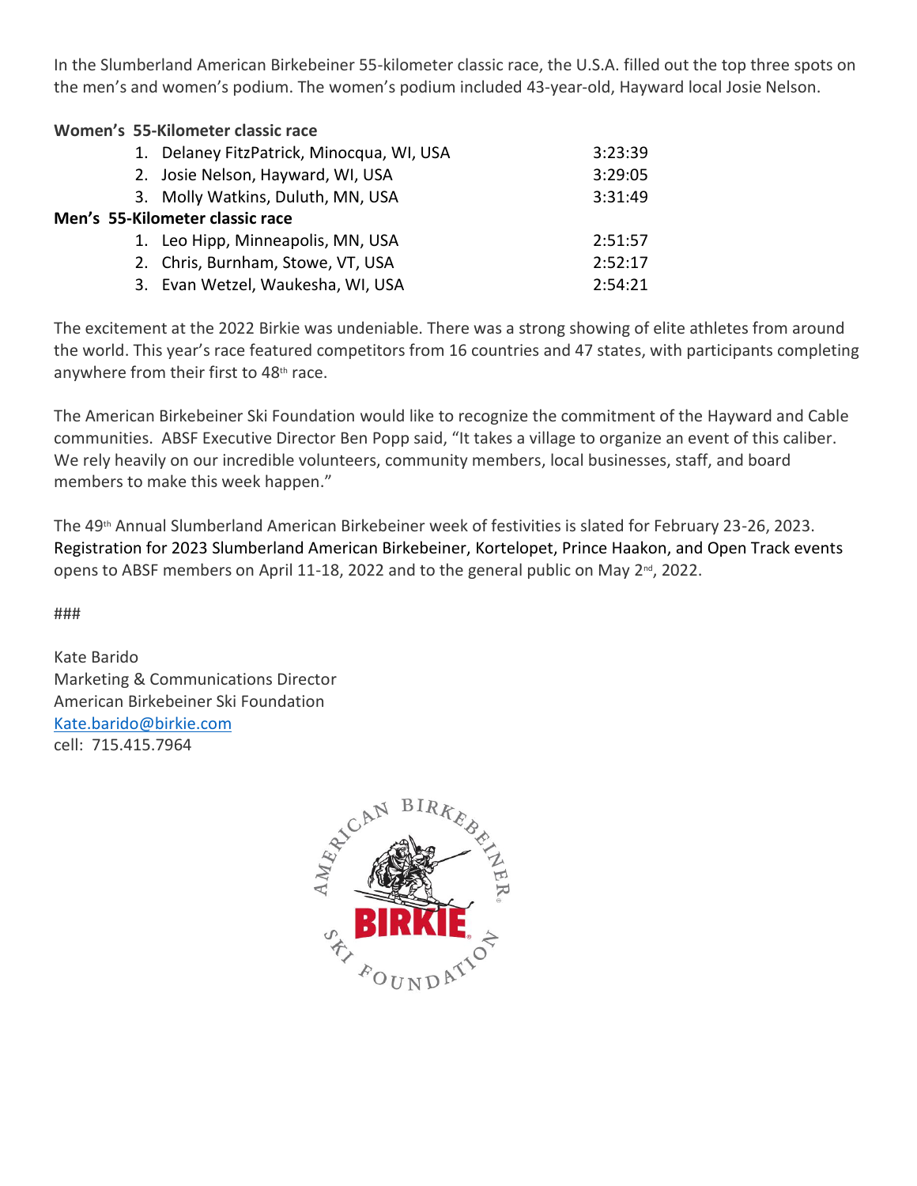In the Slumberland American Birkebeiner 55-kilometer classic race, the U.S.A. filled out the top three spots on the men's and women's podium. The women's podium included 43-year-old, Hayward local Josie Nelson.

**Women's 55-Kilometer classic race**

| | |
|---|---|
| 1. Delaney FitzPatrick, Minocqua, WI, USA | 3:23:39 |
| 2. Josie Nelson, Hayward, WI, USA | 3:29:05 |
| 3. Molly Watkins, Duluth, MN, USA | 3:31:49 |

**Men's 55-Kilometer classic race**

| | |
|---|---|
| 1. Leo Hipp, Minneapolis, MN, USA | 2:51:57 |
| 2. Chris, Burnham, Stowe, VT, USA | 2:52:17 |
| 3. Evan Wetzel, Waukesha, WI, USA | 2:54:21 |

The excitement at the 2022 Birkie was undeniable. There was a strong showing of elite athletes from around the world. This year's race featured competitors from 16 countries and 47 states, with participants completing anywhere from their first to 48th race.

The American Birkebeiner Ski Foundation would like to recognize the commitment of the Hayward and Cable communities. ABSF Executive Director Ben Popp said, "It takes a village to organize an event of this caliber. We rely heavily on our incredible volunteers, community members, local businesses, staff, and board members to make this week happen."

The 49th Annual Slumberland American Birkebeiner week of festivities is slated for February 23-26, 2023. Registration for 2023 Slumberland American Birkebeiner, Kortelopet, Prince Haakon, and Open Track events opens to ABSF members on April 11-18, 2022 and to the general public on May 2nd, 2022.

###

Kate Barido
Marketing & Communications Director
American Birkebeiner Ski Foundation
Kate.barido@birkie.com
cell: 715.415.7964

AMERICAN BIRKEBEINER BIRKIE SKI FOUNDATION